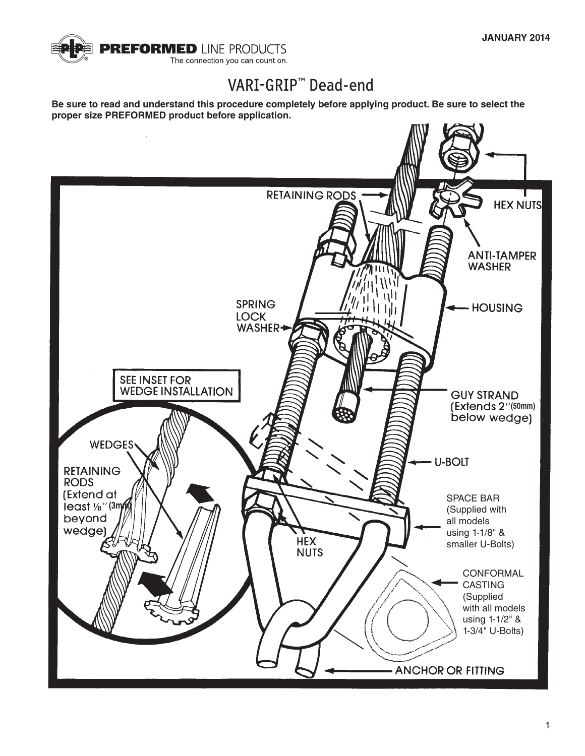JANUARY 2014

# VARI-GRIP™ Dead-end

**Be sure to read and understand this procedure completely before applying product. Be sure to select the proper size PREFORMED product before application.**

RETAINING RODS

HEX NUTS

ANTI-TAMPER WASHER

SPRING LOCK WASHER

HOUSING

SEE INSET FOR WEDGE INSTALLATION

GUY STRAND (Extends 2″ (50mm) below wedge)

WEDGES

RETAINING RODS (Extend at least ⅛″ (3mm) beyond wedge)

U-BOLT

HEX NUTS

SPACE BAR (Supplied with all models using 1-1/8" & smaller U-Bolts)

CONFORMAL CASTING (Supplied with all models using 1-1/2" & 1-3/4" U-Bolts)

ANCHOR OR FITTING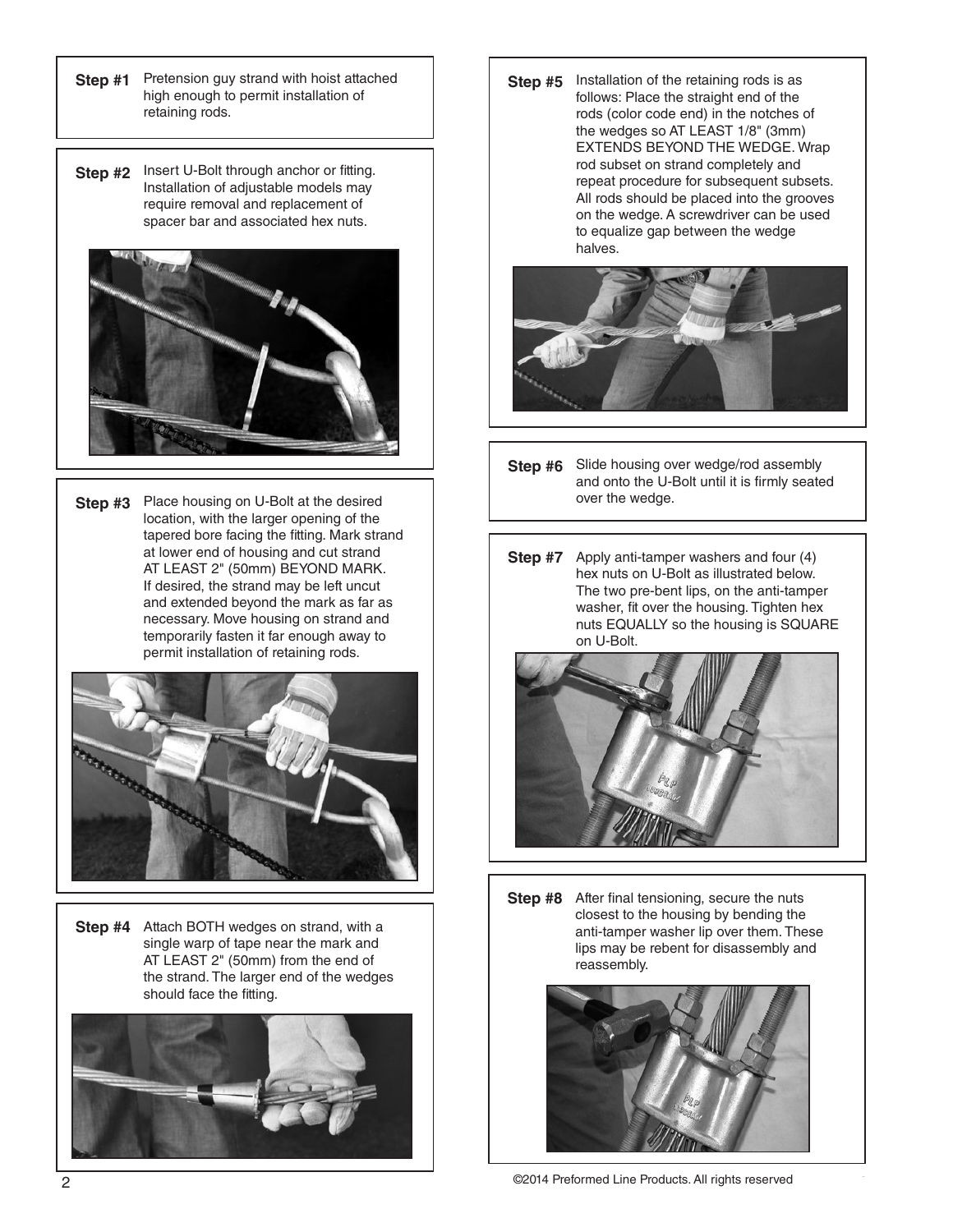**Step #1** Pretension guy strand with hoist attached high enough to permit installation of retaining rods.

**Step #2** Insert U-Bolt through anchor or fitting. Installation of adjustable models may require removal and replacement of spacer bar and associated hex nuts.

**Step #3** Place housing on U-Bolt at the desired location, with the larger opening of the tapered bore facing the fitting. Mark strand at lower end of housing and cut strand AT LEAST 2" (50mm) BEYOND MARK. If desired, the strand may be left uncut and extended beyond the mark as far as necessary. Move housing on strand and temporarily fasten it far enough away to permit installation of retaining rods.

**Step #4** Attach BOTH wedges on strand, with a single warp of tape near the mark and AT LEAST 2" (50mm) from the end of the strand. The larger end of the wedges should face the fitting.

**Step #5** Installation of the retaining rods is as follows: Place the straight end of the rods (color code end) in the notches of the wedges so AT LEAST 1/8" (3mm) EXTENDS BEYOND THE WEDGE. Wrap rod subset on strand completely and repeat procedure for subsequent subsets. All rods should be placed into the grooves on the wedge. A screwdriver can be used to equalize gap between the wedge halves.

**Step #6** Slide housing over wedge/rod assembly and onto the U-Bolt until it is firmly seated over the wedge.

**Step #7** Apply anti-tamper washers and four (4) hex nuts on U-Bolt as illustrated below. The two pre-bent lips, on the anti-tamper washer, fit over the housing. Tighten hex nuts EQUALLY so the housing is SQUARE on U-Bolt.

**Step #8** After final tensioning, secure the nuts closest to the housing by bending the anti-tamper washer lip over them. These lips may be rebent for disassembly and reassembly.

©2014 Preformed Line Products. All rights reserved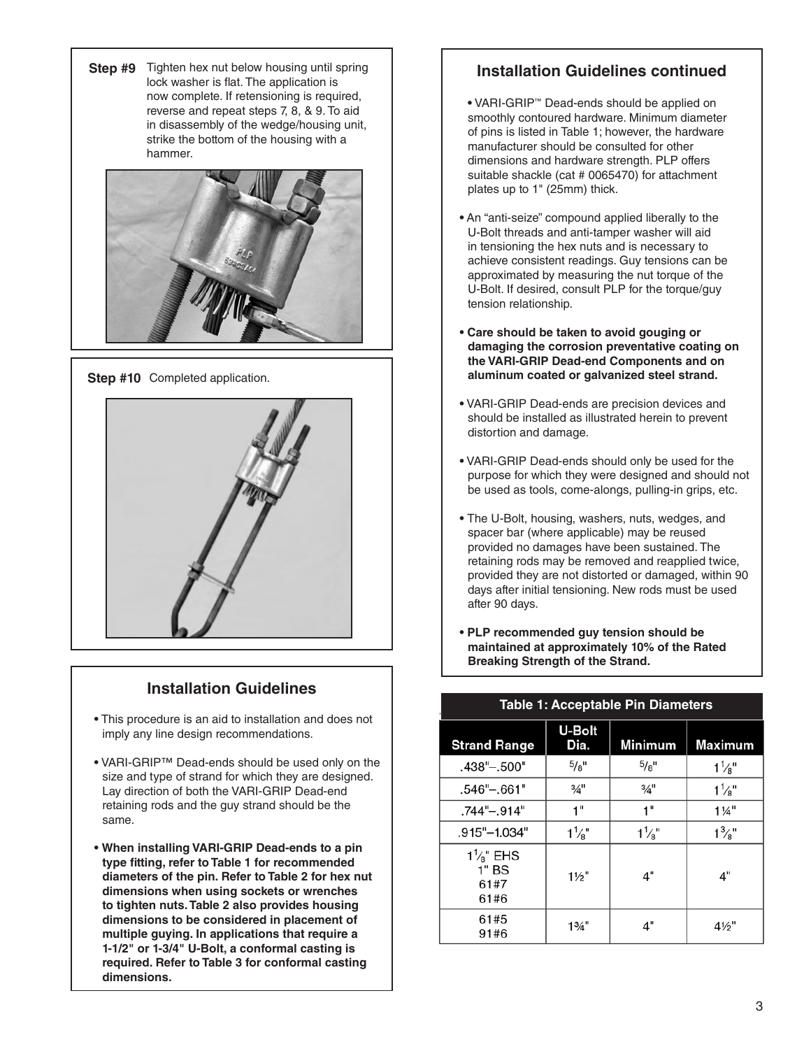**Step #9** Tighten hex nut below housing until spring lock washer is flat. The application is now complete. If retensioning is required, reverse and repeat steps 7, 8, & 9. To aid in disassembly of the wedge/housing unit, strike the bottom of the housing with a hammer.

**Step #10** Completed application.

## Installation Guidelines

- This procedure is an aid to installation and does not imply any line design recommendations.
- VARI-GRIP™ Dead-ends should be used only on the size and type of strand for which they are designed. Lay direction of both the VARI-GRIP Dead-end retaining rods and the guy strand should be the same.
- **When installing VARI-GRIP Dead-ends to a pin type fitting, refer to Table 1 for recommended diameters of the pin. Refer to Table 2 for hex nut dimensions when using sockets or wrenches to tighten nuts. Table 2 also provides housing dimensions to be considered in placement of multiple guying. In applications that require a 1-1/2" or 1-3/4" U-Bolt, a conformal casting is required. Refer to Table 3 for conformal casting dimensions.**

## Installation Guidelines continued

- VARI-GRIP™ Dead-ends should be applied on smoothly contoured hardware. Minimum diameter of pins is listed in Table 1; however, the hardware manufacturer should be consulted for other dimensions and hardware strength. PLP offers suitable shackle (cat # 0065470) for attachment plates up to 1" (25mm) thick.
- An "anti-seize" compound applied liberally to the U-Bolt threads and anti-tamper washer will aid in tensioning the hex nuts and is necessary to achieve consistent readings. Guy tensions can be approximated by measuring the nut torque of the U-Bolt. If desired, consult PLP for the torque/guy tension relationship.
- **Care should be taken to avoid gouging or damaging the corrosion preventative coating on the VARI-GRIP Dead-end Components and on aluminum coated or galvanized steel strand.**
- VARI-GRIP Dead-ends are precision devices and should be installed as illustrated herein to prevent distortion and damage.
- VARI-GRIP Dead-ends should only be used for the purpose for which they were designed and should not be used as tools, come-alongs, pulling-in grips, etc.
- The U-Bolt, housing, washers, nuts, wedges, and spacer bar (where applicable) may be reused provided no damages have been sustained. The retaining rods may be removed and reapplied twice, provided they are not distorted or damaged, within 90 days after initial tensioning. New rods must be used after 90 days.
- **PLP recommended guy tension should be maintained at approximately 10% of the Rated Breaking Strength of the Strand.**

**Table 1: Acceptable Pin Diameters**

| Strand Range | U-Bolt Dia. | Minimum | Maximum |
|---|---|---|---|
| .438"–.500" | 5/8" | 5/8" | 1 1/8" |
| .546"–.661" | 3/4" | 3/4" | 1 1/8" |
| .744"–.914" | 1" | 1" | 1 1/4" |
| .915"–1.034" | 1 1/8" | 1 1/8" | 1 3/8" |
| 1 1/8" EHS<br>1" BS<br>61#7<br>61#6 | 1 1/2" | 4" | 4" |
| 61#5<br>91#6 | 1 3/4" | 4" | 4 1/2" |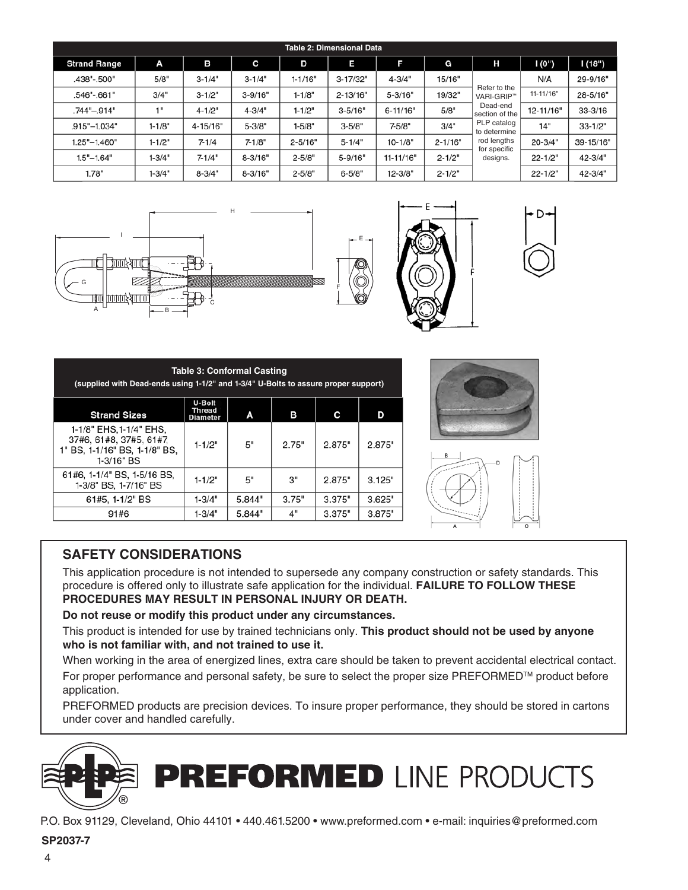**Table 2: Dimensional Data**

| Strand Range | A | B | C | D | E | F | G | H | I (0") | I (18") |
|---|---|---|---|---|---|---|---|---|---|---|
| .438"-.500" | 5/8" | 3-1/4" | 3-1/4" | 1-1/16" | 3-17/32" | 4-3/4" | 15/16" | Refer to the VARI-GRIP™ Dead-end section of the PLP catalog to determine rod lengths for specific designs. | N/A | 29-9/16" |
| .546"-.661" | 3/4" | 3-1/2" | 3-9/16" | 1-1/8" | 2-13/16" | 5-3/16" | 19/32" | | 11-11/16" | 28-5/16" |
| .744"–.914" | 1" | 4-1/2" | 4-3/4" | 1-1/2" | 3-5/16" | 6-11/16" | 5/8" | | 12-11/16" | 33-3/16 |
| .915"–1.034" | 1-1/8" | 4-15/16" | 5-3/8" | 1-5/8" | 3-5/8" | 7-5/8" | 3/4" | | 14" | 33-1/2" |
| 1.25"–1.460" | 1-1/2" | 7-1/4 | 7-1/8" | 2-5/16" | 5-1/4" | 10-1/8" | 2-1/16" | | 20-3/4" | 39-15/16" |
| 1.5"–1.64" | 1-3/4" | 7-1/4" | 8-3/16" | 2-5/8" | 5-9/16" | 11-11/16" | 2-1/2" | | 22-1/2" | 42-3/4" |
| 1.78" | 1-3/4" | 8-3/4" | 8-3/16" | 2-5/8" | 6-5/8" | 12-3/8" | 2-1/2" | | 22-1/2" | 42-3/4" |

**Table 3: Conformal Casting**
**(supplied with Dead-ends using 1-1/2" and 1-3/4" U-Bolts to assure proper support)**

| Strand Sizes | U-Bolt Thread Diameter | A | B | C | D |
|---|---|---|---|---|---|
| 1-1/8" EHS, 1-1/4" EHS, 37#6, 61#8, 37#5, 61#7, 1" BS, 1-1/16" BS, 1-1/8" BS, 1-3/16" BS | 1-1/2" | 5" | 2.75" | 2.875" | 2.875" |
| 61#6, 1-1/4" BS, 1-5/16 BS, 1-3/8" BS, 1-7/16" BS | 1-1/2" | 5" | 3" | 2.875" | 3.125" |
| 61#5, 1-1/2" BS | 1-3/4" | 5.844" | 3.75" | 3.375" | 3.625" |
| 91#6 | 1-3/4" | 5.844" | 4" | 3.375" | 3.875" |

## SAFETY CONSIDERATIONS

This application procedure is not intended to supersede any company construction or safety standards. This procedure is offered only to illustrate safe application for the individual. **FAILURE TO FOLLOW THESE PROCEDURES MAY RESULT IN PERSONAL INJURY OR DEATH.**

**Do not reuse or modify this product under any circumstances.**

This product is intended for use by trained technicians only. **This product should not be used by anyone who is not familiar with, and not trained to use it.**

When working in the area of energized lines, extra care should be taken to prevent accidental electrical contact.

For proper performance and personal safety, be sure to select the proper size PREFORMED™ product before application.

PREFORMED products are precision devices. To insure proper performance, they should be stored in cartons under cover and handled carefully.

**PREFORMED** LINE PRODUCTS

P.O. Box 91129, Cleveland, Ohio 44101 • 440.461.5200 • www.preformed.com • e-mail: inquiries@preformed.com

**SP2037-7**